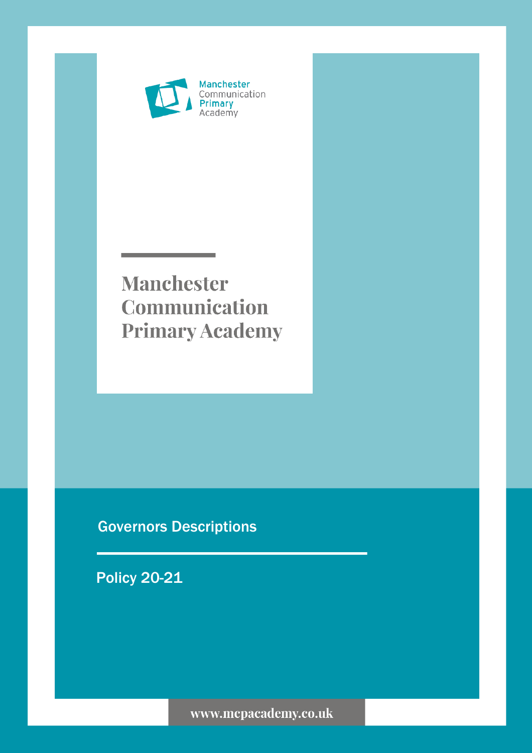Manchester Communication Primary Academy

# Manchester Communication Primary Academy

## Governors Descriptions

Policy 20-21

www.mcpacademy.co.uk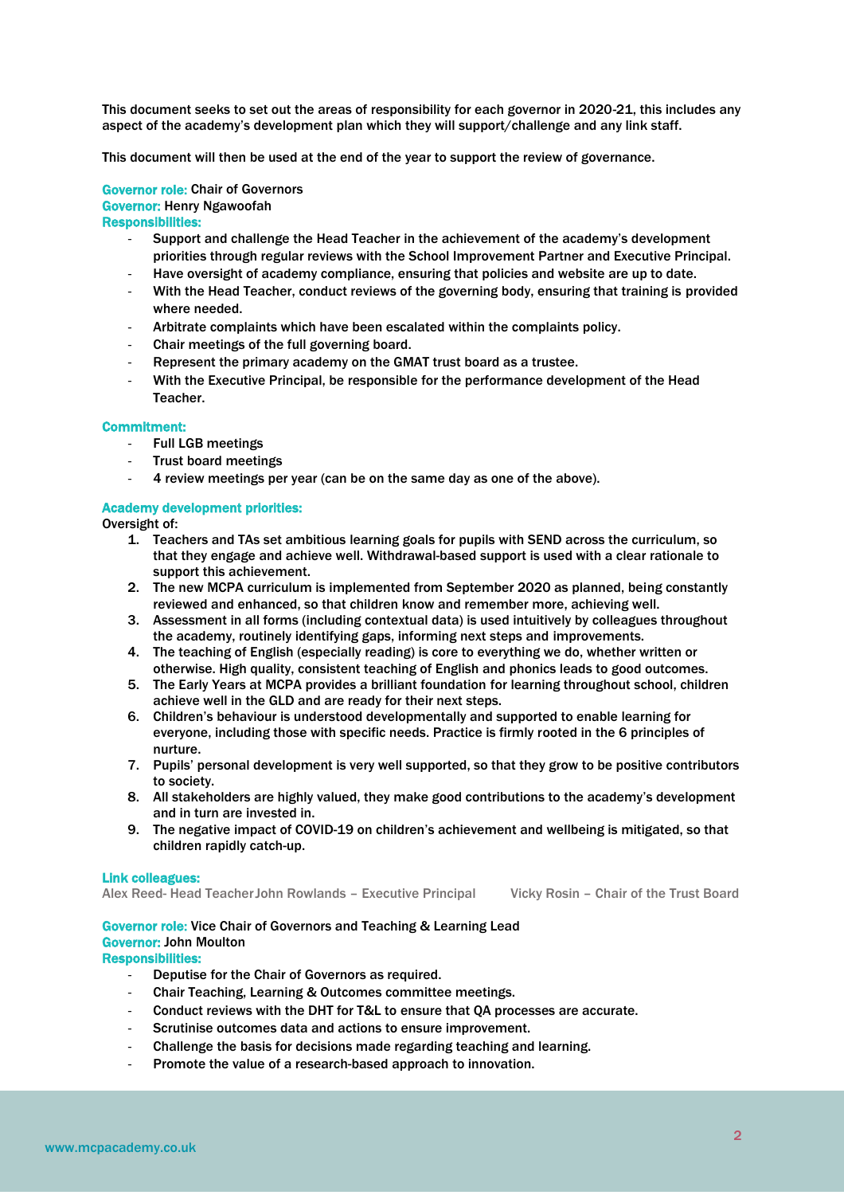This document seeks to set out the areas of responsibility for each governor in 2020-21, this includes any aspect of the academy's development plan which they will support/challenge and any link staff.

This document will then be used at the end of the year to support the review of governance.

**Governor role:** Chair of Governors
**Governor:** Henry Ngawoofah
**Responsibilities:**

- Support and challenge the Head Teacher in the achievement of the academy's development priorities through regular reviews with the School Improvement Partner and Executive Principal.
- Have oversight of academy compliance, ensuring that policies and website are up to date.
- With the Head Teacher, conduct reviews of the governing body, ensuring that training is provided where needed.
- Arbitrate complaints which have been escalated within the complaints policy.
- Chair meetings of the full governing board.
- Represent the primary academy on the GMAT trust board as a trustee.
- With the Executive Principal, be responsible for the performance development of the Head Teacher.

**Commitment:**

- Full LGB meetings
- Trust board meetings
- 4 review meetings per year (can be on the same day as one of the above).

**Academy development priorities:**

Oversight of:

1. Teachers and TAs set ambitious learning goals for pupils with SEND across the curriculum, so that they engage and achieve well. Withdrawal-based support is used with a clear rationale to support this achievement.
2. The new MCPA curriculum is implemented from September 2020 as planned, being constantly reviewed and enhanced, so that children know and remember more, achieving well.
3. Assessment in all forms (including contextual data) is used intuitively by colleagues throughout the academy, routinely identifying gaps, informing next steps and improvements.
4. The teaching of English (especially reading) is core to everything we do, whether written or otherwise. High quality, consistent teaching of English and phonics leads to good outcomes.
5. The Early Years at MCPA provides a brilliant foundation for learning throughout school, children achieve well in the GLD and are ready for their next steps.
6. Children's behaviour is understood developmentally and supported to enable learning for everyone, including those with specific needs. Practice is firmly rooted in the 6 principles of nurture.
7. Pupils' personal development is very well supported, so that they grow to be positive contributors to society.
8. All stakeholders are highly valued, they make good contributions to the academy's development and in turn are invested in.
9. The negative impact of COVID-19 on children's achievement and wellbeing is mitigated, so that children rapidly catch-up.

**Link colleagues:**

Alex Reed- Head Teacher John Rowlands – Executive Principal Vicky Rosin – Chair of the Trust Board

**Governor role:** Vice Chair of Governors and Teaching & Learning Lead
**Governor:** John Moulton
**Responsibilities:**

- Deputise for the Chair of Governors as required.
- Chair Teaching, Learning & Outcomes committee meetings.
- Conduct reviews with the DHT for T&L to ensure that QA processes are accurate.
- Scrutinise outcomes data and actions to ensure improvement.
- Challenge the basis for decisions made regarding teaching and learning.
- Promote the value of a research-based approach to innovation.

www.mcpacademy.co.uk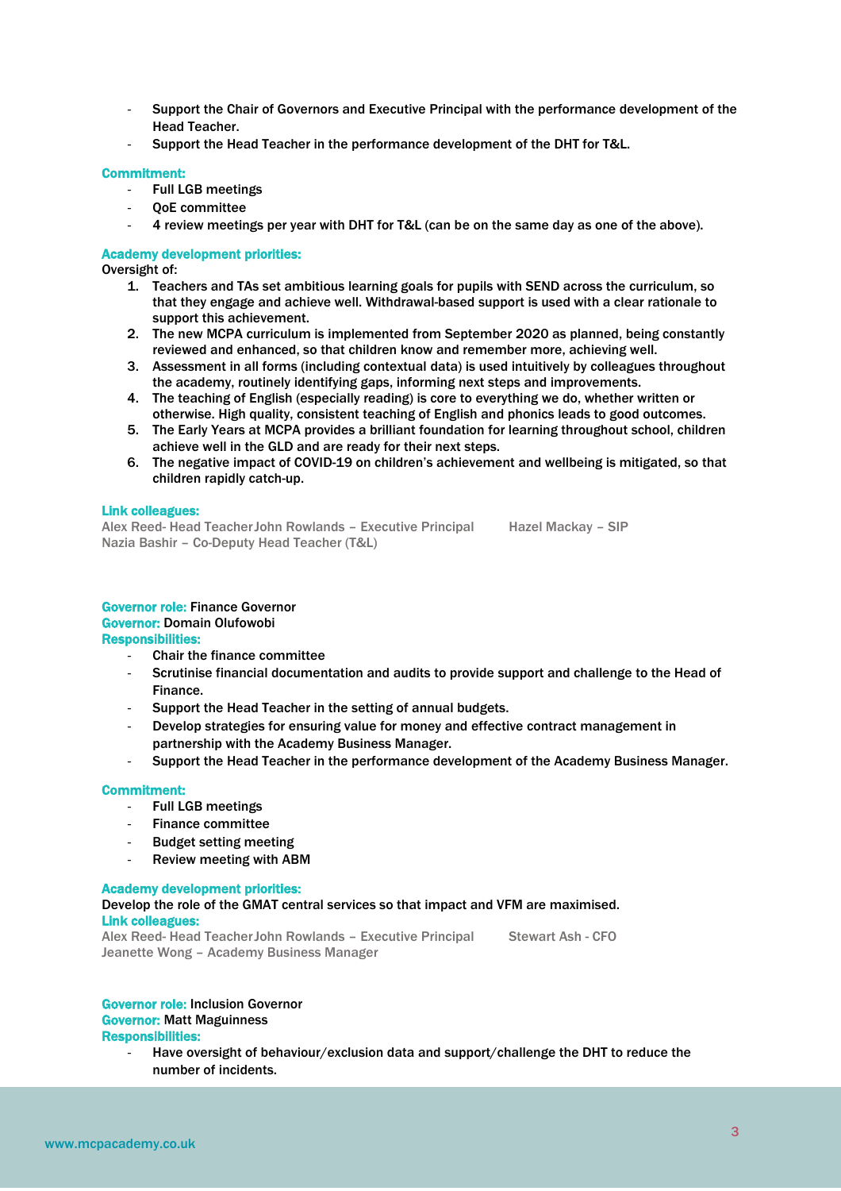- Support the Chair of Governors and Executive Principal with the performance development of the Head Teacher.
- Support the Head Teacher in the performance development of the DHT for T&L.

**Commitment:**

- Full LGB meetings
- QoE committee
- 4 review meetings per year with DHT for T&L (can be on the same day as one of the above).

**Academy development priorities:**

Oversight of:

1. Teachers and TAs set ambitious learning goals for pupils with SEND across the curriculum, so that they engage and achieve well. Withdrawal-based support is used with a clear rationale to support this achievement.
2. The new MCPA curriculum is implemented from September 2020 as planned, being constantly reviewed and enhanced, so that children know and remember more, achieving well.
3. Assessment in all forms (including contextual data) is used intuitively by colleagues throughout the academy, routinely identifying gaps, informing next steps and improvements.
4. The teaching of English (especially reading) is core to everything we do, whether written or otherwise. High quality, consistent teaching of English and phonics leads to good outcomes.
5. The Early Years at MCPA provides a brilliant foundation for learning throughout school, children achieve well in the GLD and are ready for their next steps.
6. The negative impact of COVID-19 on children's achievement and wellbeing is mitigated, so that children rapidly catch-up.

**Link colleagues:**

Alex Reed- Head Teacher John Rowlands – Executive Principal Hazel Mackay – SIP
Nazia Bashir – Co-Deputy Head Teacher (T&L)

**Governor role:** Finance Governor
**Governor:** Domain Olufowobi
**Responsibilities:**

- Chair the finance committee
- Scrutinise financial documentation and audits to provide support and challenge to the Head of Finance.
- Support the Head Teacher in the setting of annual budgets.
- Develop strategies for ensuring value for money and effective contract management in partnership with the Academy Business Manager.
- Support the Head Teacher in the performance development of the Academy Business Manager.

**Commitment:**

- Full LGB meetings
- Finance committee
- Budget setting meeting
- Review meeting with ABM

**Academy development priorities:**

Develop the role of the GMAT central services so that impact and VFM are maximised.

**Link colleagues:**

Alex Reed- Head Teacher John Rowlands – Executive Principal Stewart Ash - CFO
Jeanette Wong – Academy Business Manager

**Governor role:** Inclusion Governor
**Governor:** Matt Maguinness
**Responsibilities:**

- Have oversight of behaviour/exclusion data and support/challenge the DHT to reduce the number of incidents.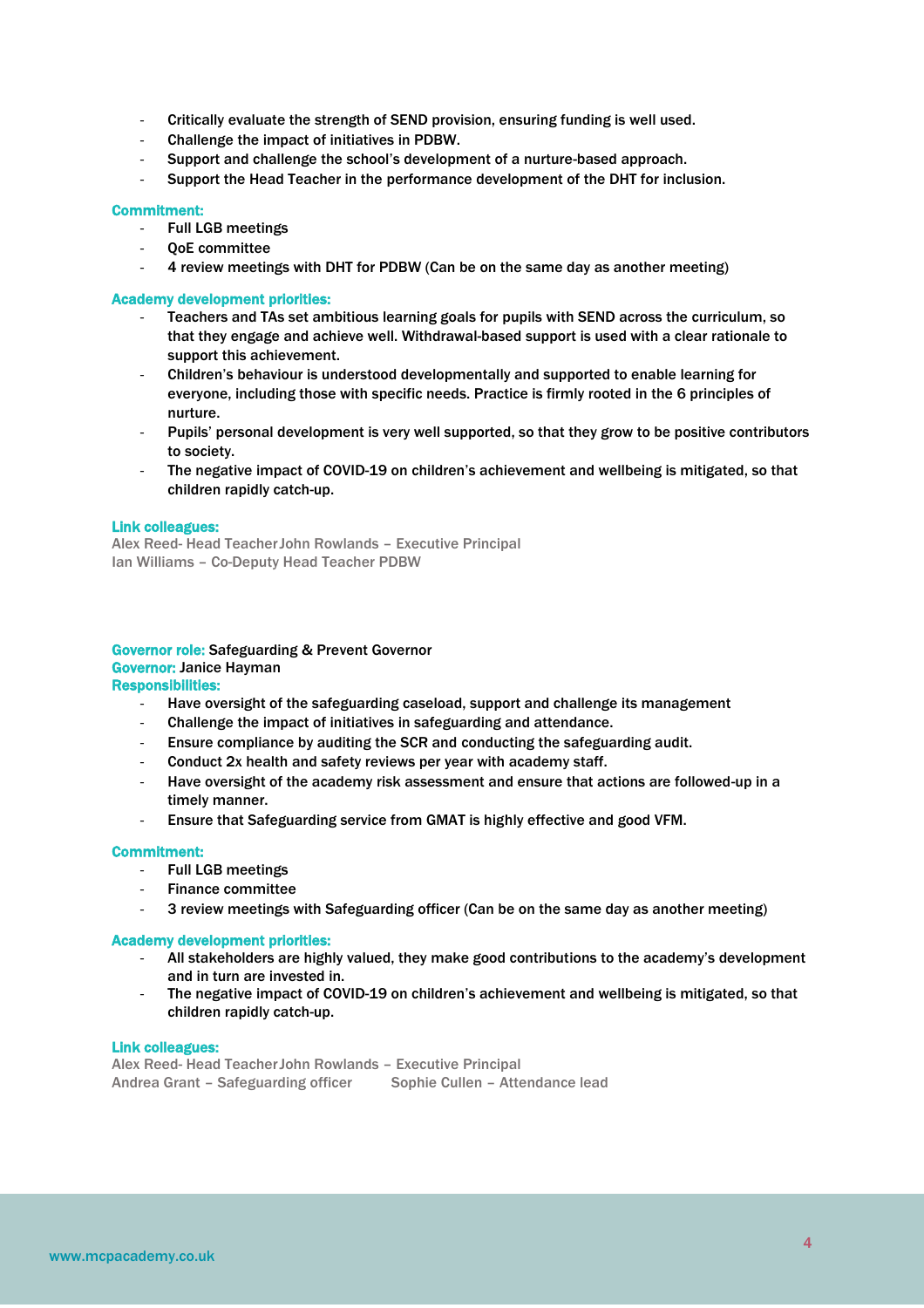- Critically evaluate the strength of SEND provision, ensuring funding is well used.
- Challenge the impact of initiatives in PDBW.
- Support and challenge the school's development of a nurture-based approach.
- Support the Head Teacher in the performance development of the DHT for inclusion.

**Commitment:**

- Full LGB meetings
- QoE committee
- 4 review meetings with DHT for PDBW (Can be on the same day as another meeting)

**Academy development priorities:**

- Teachers and TAs set ambitious learning goals for pupils with SEND across the curriculum, so that they engage and achieve well. Withdrawal-based support is used with a clear rationale to support this achievement.
- Children's behaviour is understood developmentally and supported to enable learning for everyone, including those with specific needs. Practice is firmly rooted in the 6 principles of nurture.
- Pupils' personal development is very well supported, so that they grow to be positive contributors to society.
- The negative impact of COVID-19 on children's achievement and wellbeing is mitigated, so that children rapidly catch-up.

**Link colleagues:**

Alex Reed- Head Teacher John Rowlands – Executive Principal
Ian Williams – Co-Deputy Head Teacher PDBW

**Governor role:** Safeguarding & Prevent Governor
**Governor:** Janice Hayman
**Responsibilities:**

- Have oversight of the safeguarding caseload, support and challenge its management
- Challenge the impact of initiatives in safeguarding and attendance.
- Ensure compliance by auditing the SCR and conducting the safeguarding audit.
- Conduct 2x health and safety reviews per year with academy staff.
- Have oversight of the academy risk assessment and ensure that actions are followed-up in a timely manner.
- Ensure that Safeguarding service from GMAT is highly effective and good VFM.

**Commitment:**

- Full LGB meetings
- Finance committee
- 3 review meetings with Safeguarding officer (Can be on the same day as another meeting)

**Academy development priorities:**

- All stakeholders are highly valued, they make good contributions to the academy's development and in turn are invested in.
- The negative impact of COVID-19 on children's achievement and wellbeing is mitigated, so that children rapidly catch-up.

**Link colleagues:**

Alex Reed- Head Teacher John Rowlands – Executive Principal
Andrea Grant – Safeguarding officer Sophie Cullen – Attendance lead

www.mcpacademy.co.uk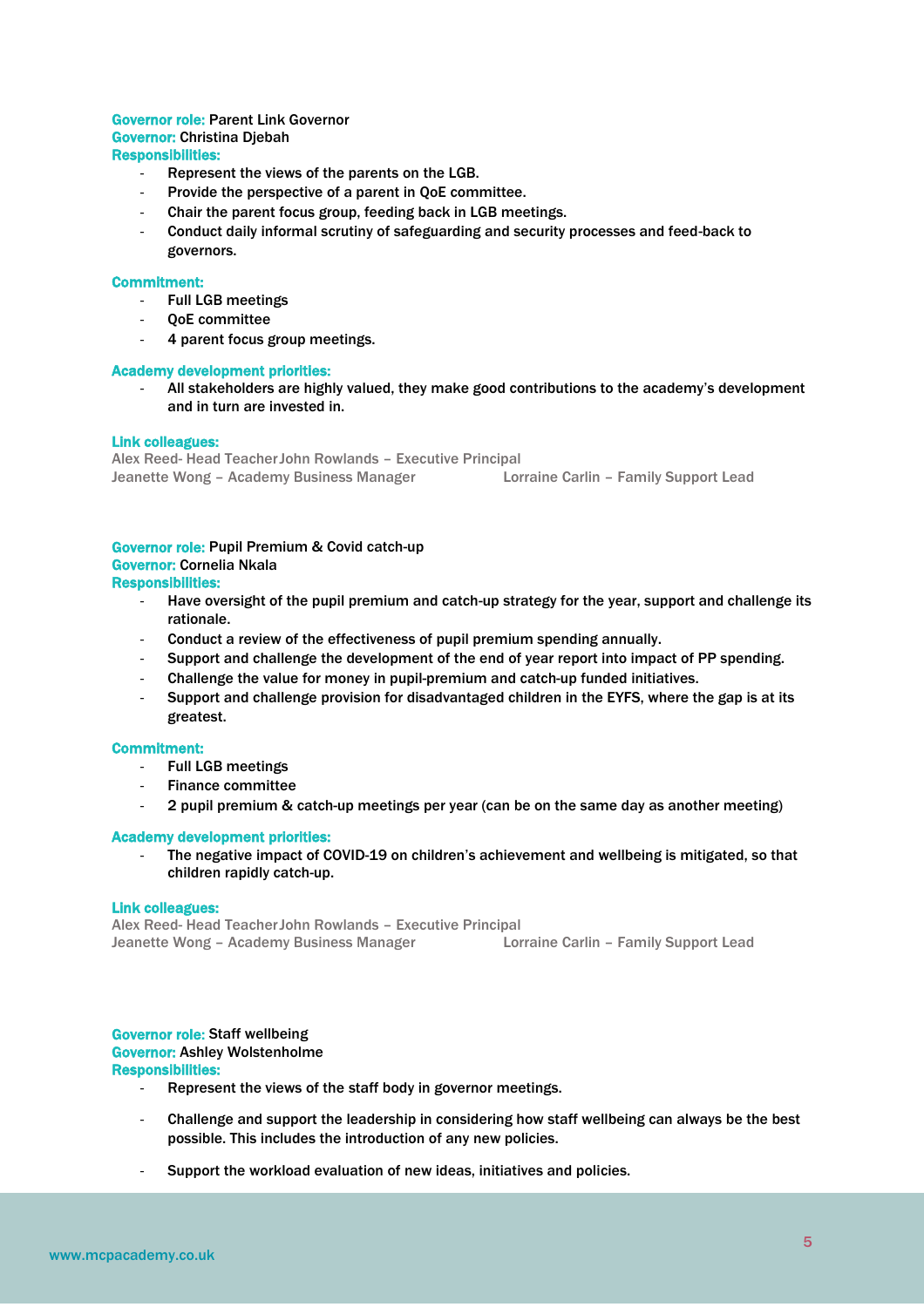**Governor role:** Parent Link Governor
**Governor:** Christina Djebah
**Responsibilities:**

- Represent the views of the parents on the LGB.
- Provide the perspective of a parent in QoE committee.
- Chair the parent focus group, feeding back in LGB meetings.
- Conduct daily informal scrutiny of safeguarding and security processes and feed-back to governors.

**Commitment:**

- Full LGB meetings
- QoE committee
- 4 parent focus group meetings.

**Academy development priorities:**

- All stakeholders are highly valued, they make good contributions to the academy's development and in turn are invested in.

**Link colleagues:**

Alex Reed- Head Teacher John Rowlands – Executive Principal
Jeanette Wong – Academy Business Manager Lorraine Carlin – Family Support Lead

**Governor role:** Pupil Premium & Covid catch-up
**Governor:** Cornelia Nkala
**Responsibilities:**

- Have oversight of the pupil premium and catch-up strategy for the year, support and challenge its rationale.
- Conduct a review of the effectiveness of pupil premium spending annually.
- Support and challenge the development of the end of year report into impact of PP spending.
- Challenge the value for money in pupil-premium and catch-up funded initiatives.
- Support and challenge provision for disadvantaged children in the EYFS, where the gap is at its greatest.

**Commitment:**

- Full LGB meetings
- Finance committee
- 2 pupil premium & catch-up meetings per year (can be on the same day as another meeting)

**Academy development priorities:**

- The negative impact of COVID-19 on children's achievement and wellbeing is mitigated, so that children rapidly catch-up.

**Link colleagues:**

Alex Reed- Head Teacher John Rowlands – Executive Principal
Jeanette Wong – Academy Business Manager Lorraine Carlin – Family Support Lead

**Governor role:** Staff wellbeing
**Governor:** Ashley Wolstenholme
**Responsibilities:**

- Represent the views of the staff body in governor meetings.
- Challenge and support the leadership in considering how staff wellbeing can always be the best possible. This includes the introduction of any new policies.
- Support the workload evaluation of new ideas, initiatives and policies.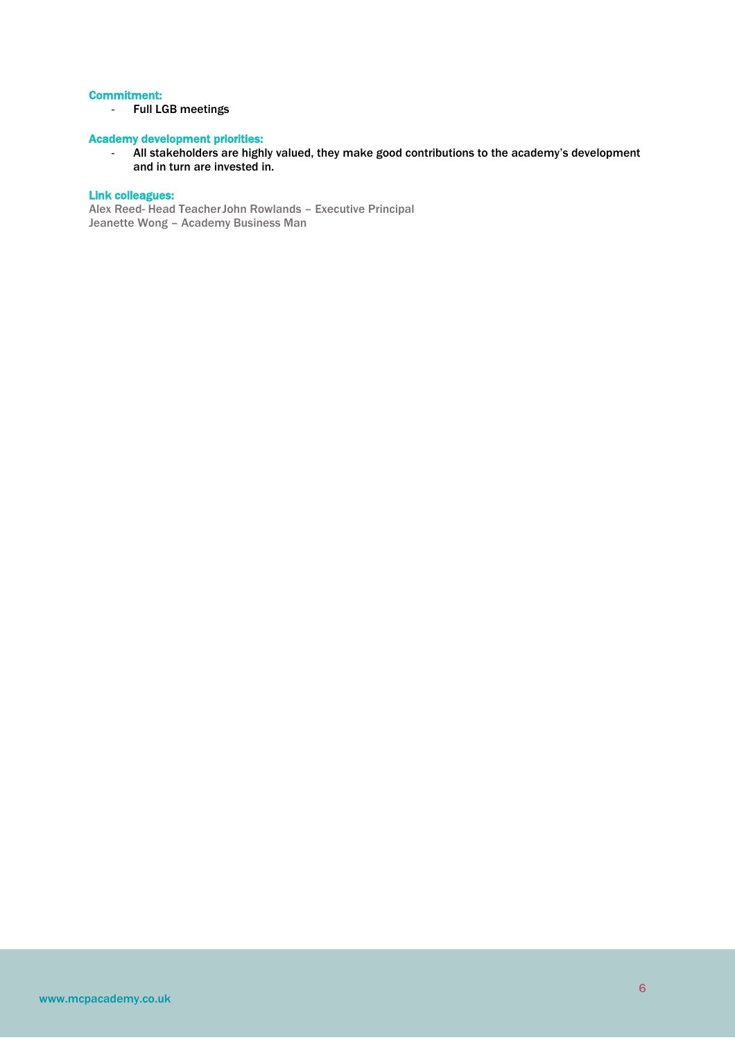**Commitment:**

- Full LGB meetings

**Academy development priorities:**

- All stakeholders are highly valued, they make good contributions to the academy's development and in turn are invested in.

**Link colleagues:**

Alex Reed- Head Teacher John Rowlands – Executive Principal
Jeanette Wong – Academy Business Man